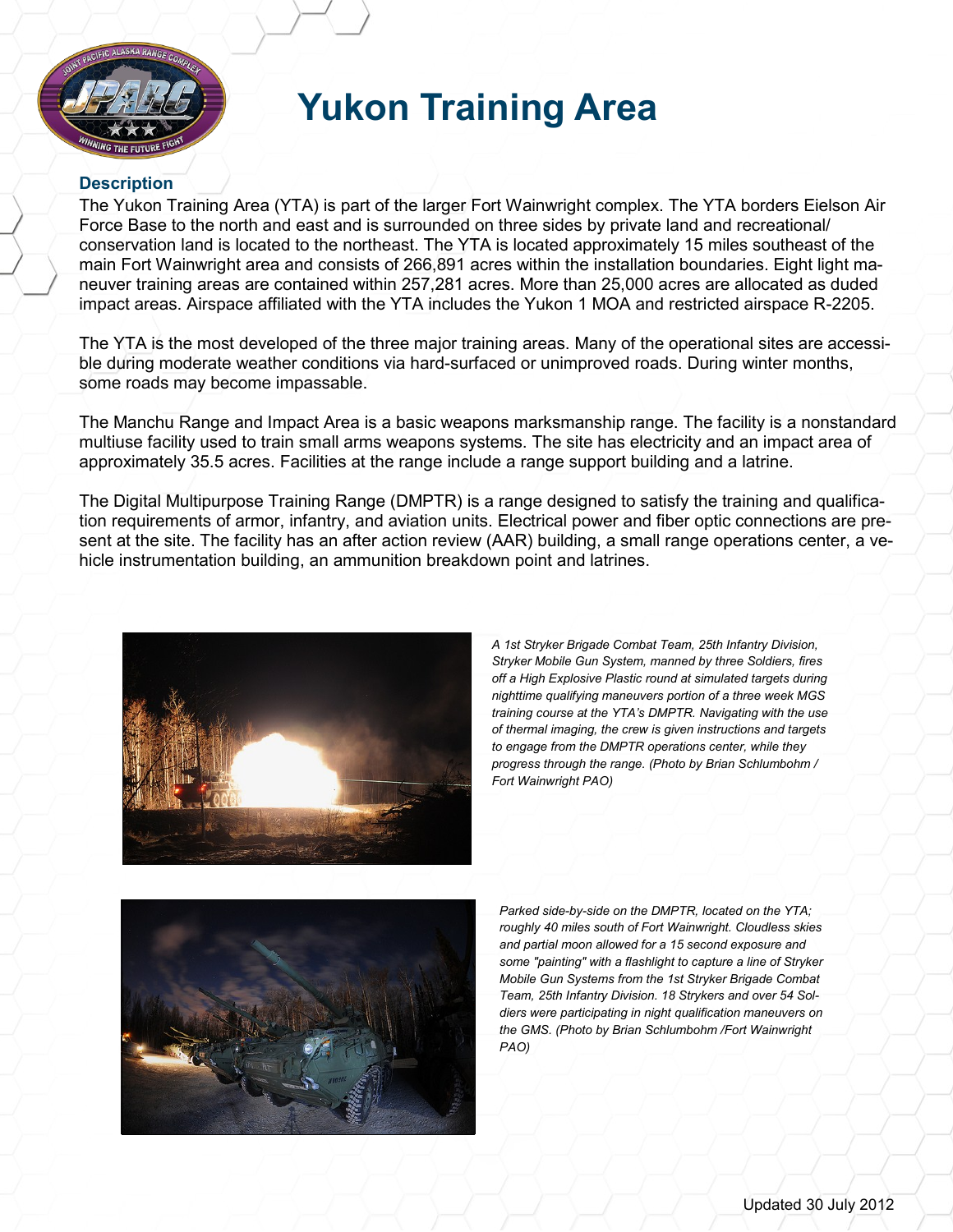# Yukon Training Area

### Description

The Yukon Training Area (YTA) is part of the larger Fort Wainwright complex. The YTA borders Eielson Air Force Base to the north and east and is surrounded on three sides by private land and recreational/conservation land is located to the northeast. The YTA is located approximately 15 miles southeast of the main Fort Wainwright area and consists of 266,891 acres within the installation boundaries. Eight light maneuver training areas are contained within 257,281 acres. More than 25,000 acres are allocated as duded impact areas. Airspace affiliated with the YTA includes the Yukon 1 MOA and restricted airspace R-2205.

The YTA is the most developed of the three major training areas. Many of the operational sites are accessible during moderate weather conditions via hard-surfaced or unimproved roads. During winter months, some roads may become impassable.

The Manchu Range and Impact Area is a basic weapons marksmanship range. The facility is a nonstandard multiuse facility used to train small arms weapons systems. The site has electricity and an impact area of approximately 35.5 acres. Facilities at the range include a range support building and a latrine.

The Digital Multipurpose Training Range (DMPTR) is a range designed to satisfy the training and qualification requirements of armor, infantry, and aviation units. Electrical power and fiber optic connections are present at the site. The facility has an after action review (AAR) building, a small range operations center, a vehicle instrumentation building, an ammunition breakdown point and latrines.

*A 1st Stryker Brigade Combat Team, 25th Infantry Division, Stryker Mobile Gun System, manned by three Soldiers, fires off a High Explosive Plastic round at simulated targets during nighttime qualifying maneuvers portion of a three week MGS training course at the YTA's DMPTR. Navigating with the use of thermal imaging, the crew is given instructions and targets to engage from the DMPTR operations center, while they progress through the range. (Photo by Brian Schlumbohm / Fort Wainwright PAO)*

*Parked side-by-side on the DMPTR, located on the YTA; roughly 40 miles south of Fort Wainwright. Cloudless skies and partial moon allowed for a 15 second exposure and some "painting" with a flashlight to capture a line of Stryker Mobile Gun Systems from the 1st Stryker Brigade Combat Team, 25th Infantry Division. 18 Strykers and over 54 Soldiers were participating in night qualification maneuvers on the GMS. (Photo by Brian Schlumbohm /Fort Wainwright PAO)*

Updated 30 July 2012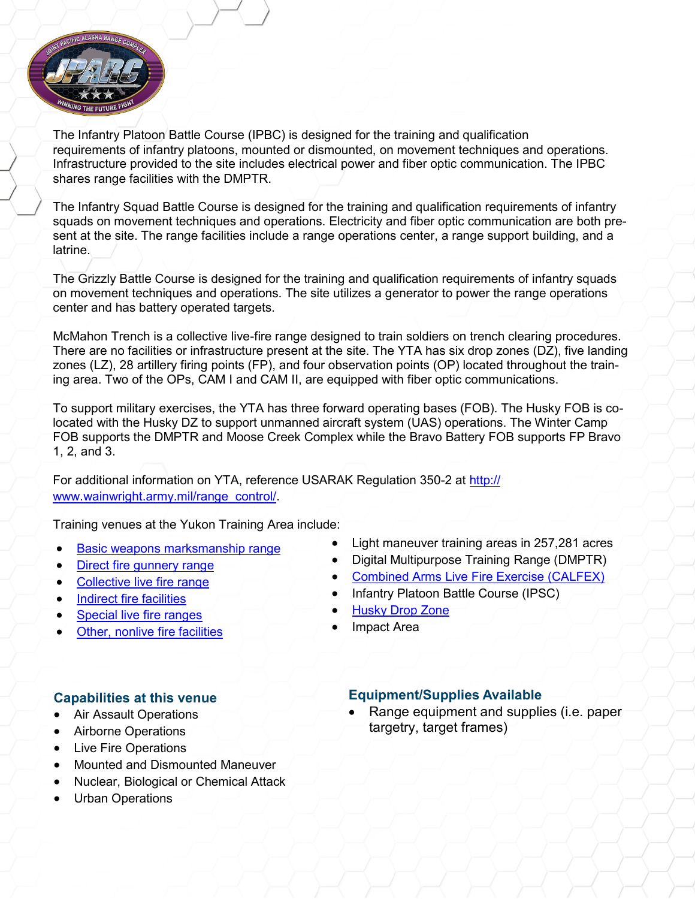The Infantry Platoon Battle Course (IPBC) is designed for the training and qualification requirements of infantry platoons, mounted or dismounted, on movement techniques and operations. Infrastructure provided to the site includes electrical power and fiber optic communication. The IPBC shares range facilities with the DMPTR.

The Infantry Squad Battle Course is designed for the training and qualification requirements of infantry squads on movement techniques and operations. Electricity and fiber optic communication are both present at the site. The range facilities include a range operations center, a range support building, and a latrine.

The Grizzly Battle Course is designed for the training and qualification requirements of infantry squads on movement techniques and operations. The site utilizes a generator to power the range operations center and has battery operated targets.

McMahon Trench is a collective live-fire range designed to train soldiers on trench clearing procedures. There are no facilities or infrastructure present at the site. The YTA has six drop zones (DZ), five landing zones (LZ), 28 artillery firing points (FP), and four observation points (OP) located throughout the training area. Two of the OPs, CAM I and CAM II, are equipped with fiber optic communications.

To support military exercises, the YTA has three forward operating bases (FOB). The Husky FOB is co-located with the Husky DZ to support unmanned aircraft system (UAS) operations. The Winter Camp FOB supports the DMPTR and Moose Creek Complex while the Bravo Battery FOB supports FP Bravo 1, 2, and 3.

For additional information on YTA, reference USARAK Regulation 350-2 at http://www.wainwright.army.mil/range_control/.

Training venues at the Yukon Training Area include:

- Basic weapons marksmanship range
- Direct fire gunnery range
- Collective live fire range
- Indirect fire facilities
- Special live fire ranges
- Other, nonlive fire facilities
- Light maneuver training areas in 257,281 acres
- Digital Multipurpose Training Range (DMPTR)
- Combined Arms Live Fire Exercise (CALFEX)
- Infantry Platoon Battle Course (IPSC)
- Husky Drop Zone
- Impact Area

### Capabilities at this venue

- Air Assault Operations
- Airborne Operations
- Live Fire Operations
- Mounted and Dismounted Maneuver
- Nuclear, Biological or Chemical Attack
- Urban Operations

### Equipment/Supplies Available

- Range equipment and supplies (i.e. paper targetry, target frames)